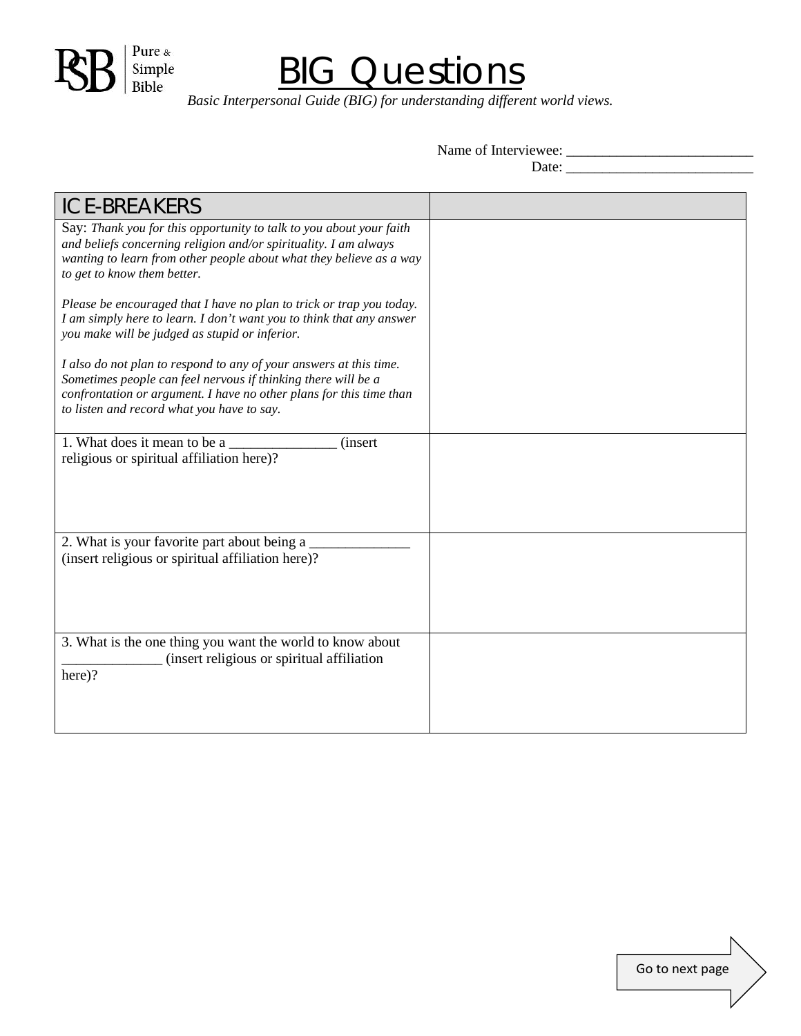Pure & Simple Bible

# BIG Questions

*Basic Interpersonal Guide (BIG) for understanding different world views.*

Name of Interviewee: ___________________________
Date: ___________________________

| ICE-BREAKERS | |
|---|---|
| Say: *Thank you for this opportunity to talk to you about your faith and beliefs concerning religion and/or spirituality. I am always wanting to learn from other people about what they believe as a way to get to know them better.*<br><br>*Please be encouraged that I have no plan to trick or trap you today. I am simply here to learn. I don't want you to think that any answer you make will be judged as stupid or inferior.*<br><br>*I also do not plan to respond to any of your answers at this time. Sometimes people can feel nervous if thinking there will be a confrontation or argument. I have no other plans for this time than to listen and record what you have to say.* | |
| 1. What does it mean to be a _______________ (insert religious or spiritual affiliation here)? | |
| 2. What is your favorite part about being a ______________ (insert religious or spiritual affiliation here)? | |
| 3. What is the one thing you want the world to know about ______________ (insert religious or spiritual affiliation here)? | |

Go to next page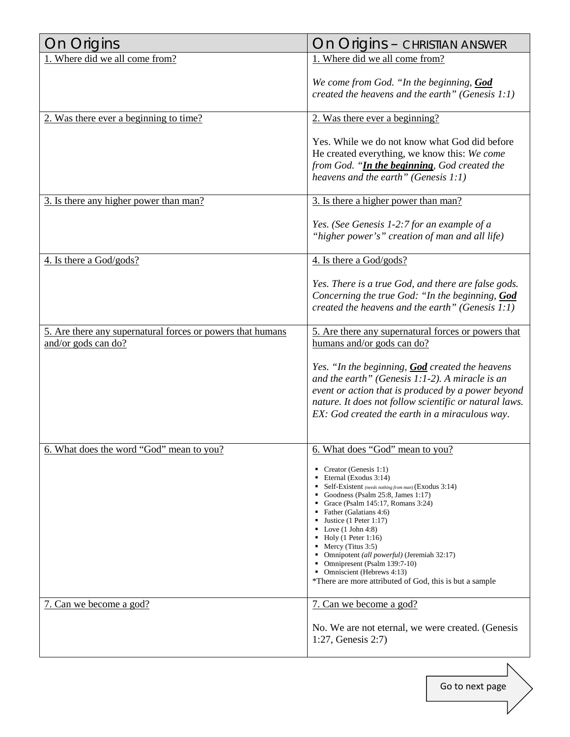| On Origins | On Origins – CHRISTIAN ANSWER |
|---|---|
| 1. Where did we all come from? | 1. Where did we all come from?<br><br>*We come from God. "In the beginning, **God** created the heavens and the earth" (Genesis 1:1)* |
| 2. Was there ever a beginning to time? | 2. Was there ever a beginning?<br><br>Yes. While we do not know what God did before He created everything, we know this: *We come from God. "**In the beginning**, God created the heavens and the earth" (Genesis 1:1)* |
| 3. Is there any higher power than man? | 3. Is there a higher power than man?<br><br>*Yes. (See Genesis 1-2:7 for an example of a "higher power's" creation of man and all life)* |
| 4. Is there a God/gods? | 4. Is there a God/gods?<br><br>*Yes. There is a true God, and there are false gods. Concerning the true God: "In the beginning, **God** created the heavens and the earth" (Genesis 1:1)* |
| 5. Are there any supernatural forces or powers that humans and/or gods can do? | 5. Are there any supernatural forces or powers that humans and/or gods can do?<br><br>*Yes. "In the beginning, **God** created the heavens and the earth" (Genesis 1:1-2). A miracle is an event or action that is produced by a power beyond nature. It does not follow scientific or natural laws. EX: God created the earth in a miraculous way.* |
| 6. What does the word "God" mean to you? | 6. What does "God" mean to you?<br><br>▪ Creator (Genesis 1:1)<br>▪ Eternal (Exodus 3:14)<br>▪ Self-Existent *(needs nothing from man)* (Exodus 3:14)<br>▪ Goodness (Psalm 25:8, James 1:17)<br>▪ Grace (Psalm 145:17, Romans 3:24)<br>▪ Father (Galatians 4:6)<br>▪ Justice (1 Peter 1:17)<br>▪ Love (1 John 4:8)<br>▪ Holy (1 Peter 1:16)<br>▪ Mercy (Titus 3:5)<br>▪ Omnipotent *(all powerful)* (Jeremiah 32:17)<br>▪ Omnipresent (Psalm 139:7-10)<br>▪ Omniscient (Hebrews 4:13)<br>*There are more attributed of God, this is but a sample |
| 7. Can we become a god? | 7. Can we become a god?<br><br>No. We are not eternal, we were created. (Genesis 1:27, Genesis 2:7) |

Go to next page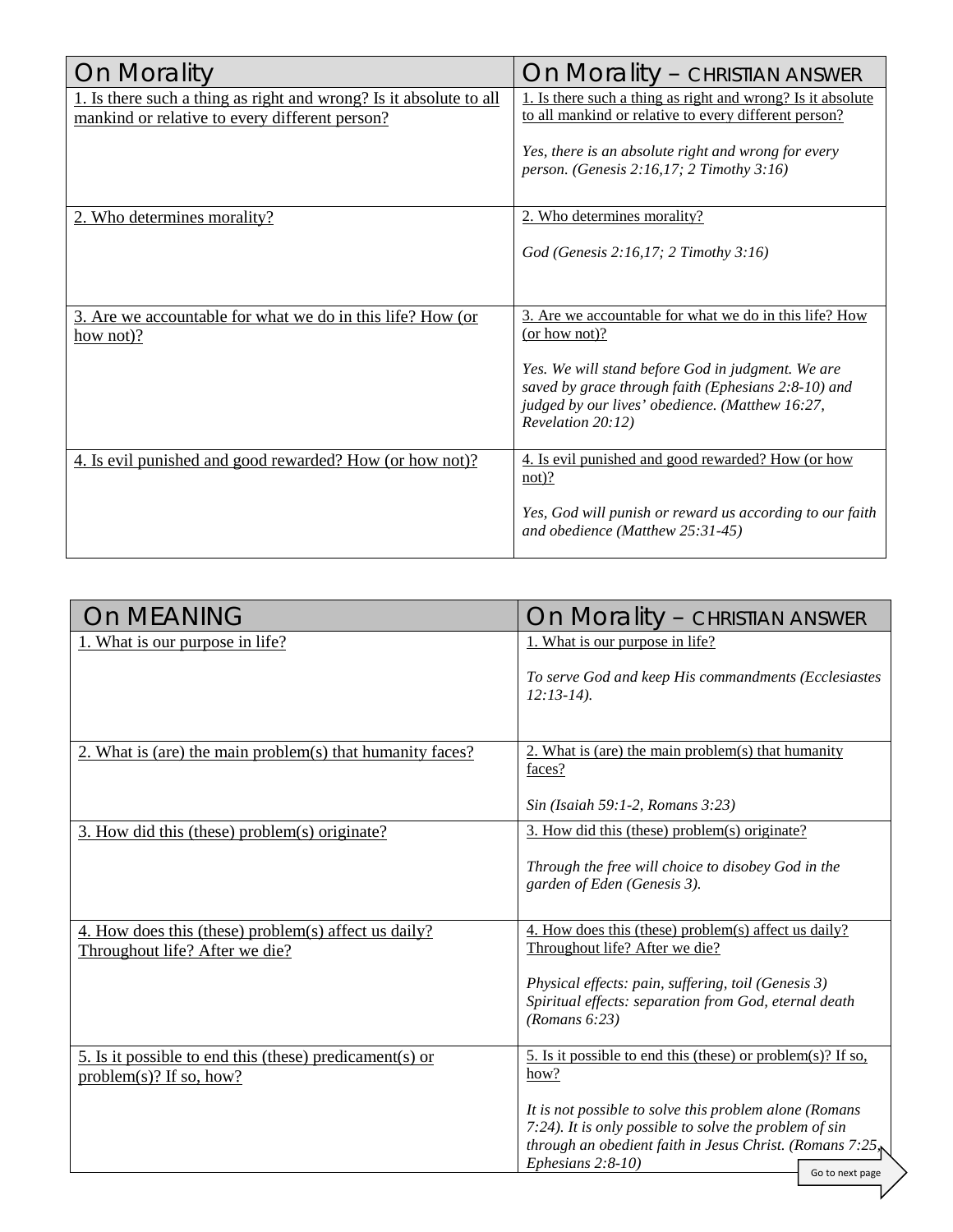| On Morality | On Morality – CHRISTIAN ANSWER |
|---|---|
| 1. Is there such a thing as right and wrong? Is it absolute to all mankind or relative to every different person? | 1. Is there such a thing as right and wrong? Is it absolute to all mankind or relative to every different person?<br><br>*Yes, there is an absolute right and wrong for every person. (Genesis 2:16,17; 2 Timothy 3:16)* |
| 2. Who determines morality? | 2. Who determines morality?<br><br>*God (Genesis 2:16,17; 2 Timothy 3:16)* |
| 3. Are we accountable for what we do in this life? How (or how not)? | 3. Are we accountable for what we do in this life? How (or how not)?<br><br>*Yes. We will stand before God in judgment. We are saved by grace through faith (Ephesians 2:8-10) and judged by our lives' obedience. (Matthew 16:27, Revelation 20:12)* |
| 4. Is evil punished and good rewarded? How (or how not)? | 4. Is evil punished and good rewarded? How (or how not)?<br><br>*Yes, God will punish or reward us according to our faith and obedience (Matthew 25:31-45)* |

| On MEANING | On Morality – CHRISTIAN ANSWER |
|---|---|
| 1. What is our purpose in life? | 1. What is our purpose in life?<br><br>*To serve God and keep His commandments (Ecclesiastes 12:13-14).* |
| 2. What is (are) the main problem(s) that humanity faces? | 2. What is (are) the main problem(s) that humanity faces?<br><br>*Sin (Isaiah 59:1-2, Romans 3:23)* |
| 3. How did this (these) problem(s) originate? | 3. How did this (these) problem(s) originate?<br><br>*Through the free will choice to disobey God in the garden of Eden (Genesis 3).* |
| 4. How does this (these) problem(s) affect us daily? Throughout life? After we die? | 4. How does this (these) problem(s) affect us daily? Throughout life? After we die?<br><br>*Physical effects: pain, suffering, toil (Genesis 3)*<br>*Spiritual effects: separation from God, eternal death (Romans 6:23)* |
| 5. Is it possible to end this (these) predicament(s) or problem(s)? If so, how? | 5. Is it possible to end this (these) or problem(s)? If so, how?<br><br>*It is not possible to solve this problem alone (Romans 7:24). It is only possible to solve the problem of sin through an obedient faith in Jesus Christ. (Romans 7:25, Ephesians 2:8-10)* |

Go to next page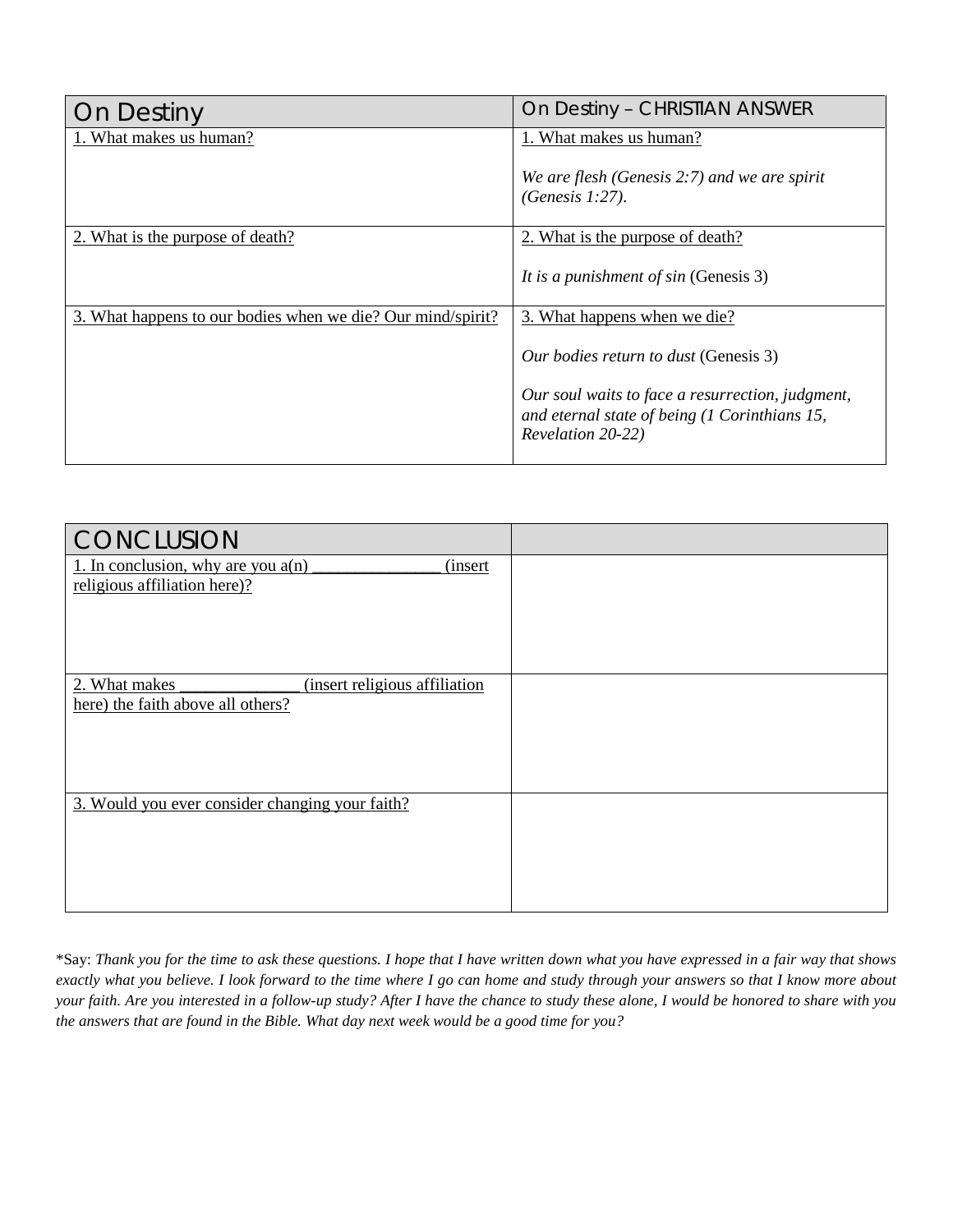| On Destiny | On Destiny – CHRISTIAN ANSWER |
| --- | --- |
| 1. What makes us human? | 1. What makes us human?<br><br>*We are flesh (Genesis 2:7) and we are spirit (Genesis 1:27).* |
| 2. What is the purpose of death? | 2. What is the purpose of death?<br><br>*It is a punishment of sin* (Genesis 3) |
| 3. What happens to our bodies when we die? Our mind/spirit? | 3. What happens when we die?<br><br>*Our bodies return to dust* (Genesis 3)<br><br>*Our soul waits to face a resurrection, judgment, and eternal state of being (1 Corinthians 15, Revelation 20-22)* |

| CONCLUSION | |
| --- | --- |
| 1. In conclusion, why are you a(n) _______________ (insert religious affiliation here)? | |
| 2. What makes ______________ (insert religious affiliation here) the faith above all others? | |
| 3. Would you ever consider changing your faith? | |

*Say: *Thank you for the time to ask these questions. I hope that I have written down what you have expressed in a fair way that shows exactly what you believe. I look forward to the time where I go can home and study through your answers so that I know more about your faith. Are you interested in a follow-up study? After I have the chance to study these alone, I would be honored to share with you the answers that are found in the Bible. What day next week would be a good time for you?*